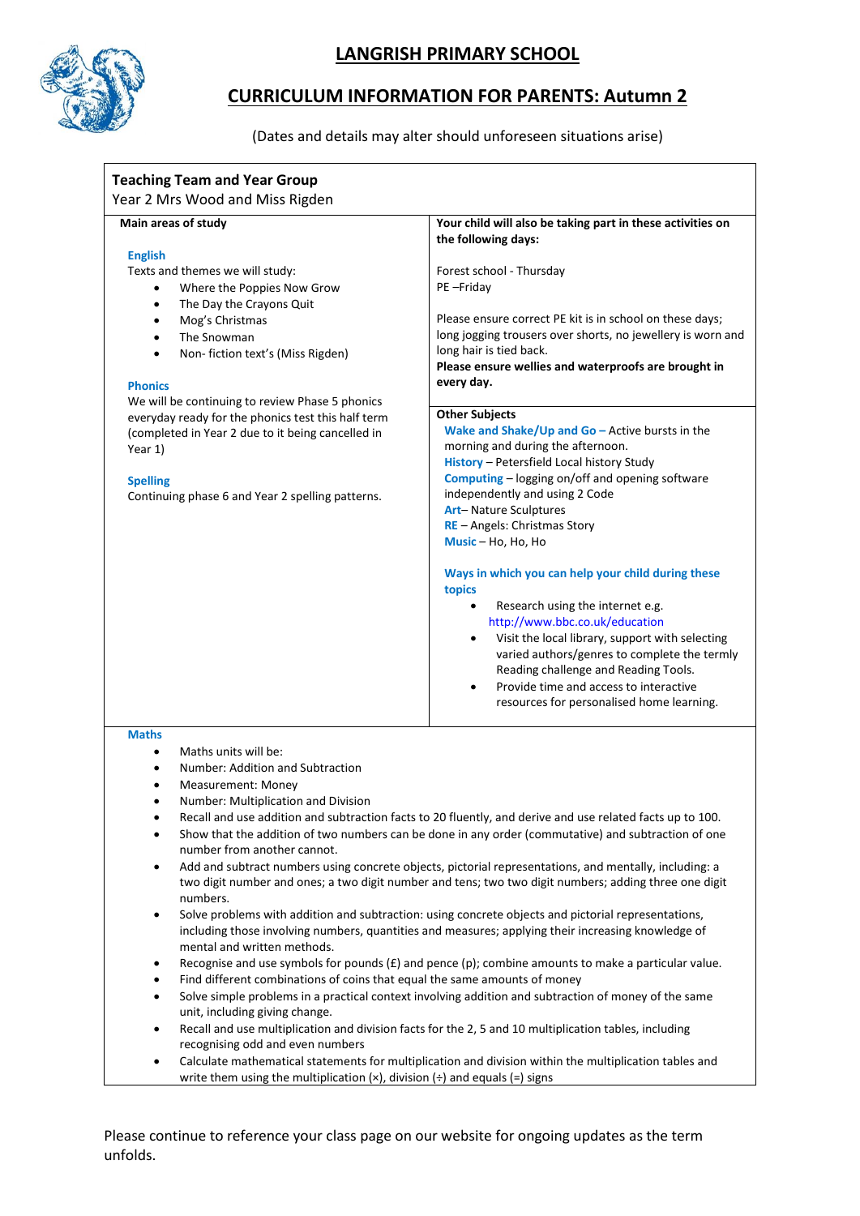# LANGRISH PRIMARY SCHOOL

## CURRICULUM INFORMATION FOR PARENTS: Autumn 2

(Dates and details may alter should unforeseen situations arise)

**Teaching Team and Year Group**

Year 2 Mrs Wood and Miss Rigden

**Main areas of study**

**English**

Texts and themes we will study:

- Where the Poppies Now Grow
- The Day the Crayons Quit
- Mog's Christmas
- The Snowman
- Non- fiction text's (Miss Rigden)

**Phonics**

We will be continuing to review Phase 5 phonics everyday ready for the phonics test this half term (completed in Year 2 due to it being cancelled in Year 1)

**Spelling**

Continuing phase 6 and Year 2 spelling patterns.

**Your child will also be taking part in these activities on the following days:**

Forest school - Thursday

PE –Friday

Please ensure correct PE kit is in school on these days; long jogging trousers over shorts, no jewellery is worn and long hair is tied back.

**Please ensure wellies and waterproofs are brought in every day.**

**Other Subjects**

**Wake and Shake/Up and Go** – Active bursts in the morning and during the afternoon.

**History** – Petersfield Local history Study

**Computing** – logging on/off and opening software independently and using 2 Code

**Art**– Nature Sculptures

**RE** – Angels: Christmas Story

**Music** – Ho, Ho, Ho

**Ways in which you can help your child during these topics**

- Research using the internet e.g. http://www.bbc.co.uk/education
- Visit the local library, support with selecting varied authors/genres to complete the termly Reading challenge and Reading Tools.
- Provide time and access to interactive resources for personalised home learning.

**Maths**

- Maths units will be:
- Number: Addition and Subtraction
- Measurement: Money
- Number: Multiplication and Division
- Recall and use addition and subtraction facts to 20 fluently, and derive and use related facts up to 100.
- Show that the addition of two numbers can be done in any order (commutative) and subtraction of one number from another cannot.
- Add and subtract numbers using concrete objects, pictorial representations, and mentally, including: a two digit number and ones; a two digit number and tens; two two digit numbers; adding three one digit numbers.
- Solve problems with addition and subtraction: using concrete objects and pictorial representations, including those involving numbers, quantities and measures; applying their increasing knowledge of mental and written methods.
- Recognise and use symbols for pounds (£) and pence (p); combine amounts to make a particular value.
- Find different combinations of coins that equal the same amounts of money
- Solve simple problems in a practical context involving addition and subtraction of money of the same unit, including giving change.
- Recall and use multiplication and division facts for the 2, 5 and 10 multiplication tables, including recognising odd and even numbers
- Calculate mathematical statements for multiplication and division within the multiplication tables and write them using the multiplication (×), division (÷) and equals (=) signs

Please continue to reference your class page on our website for ongoing updates as the term unfolds.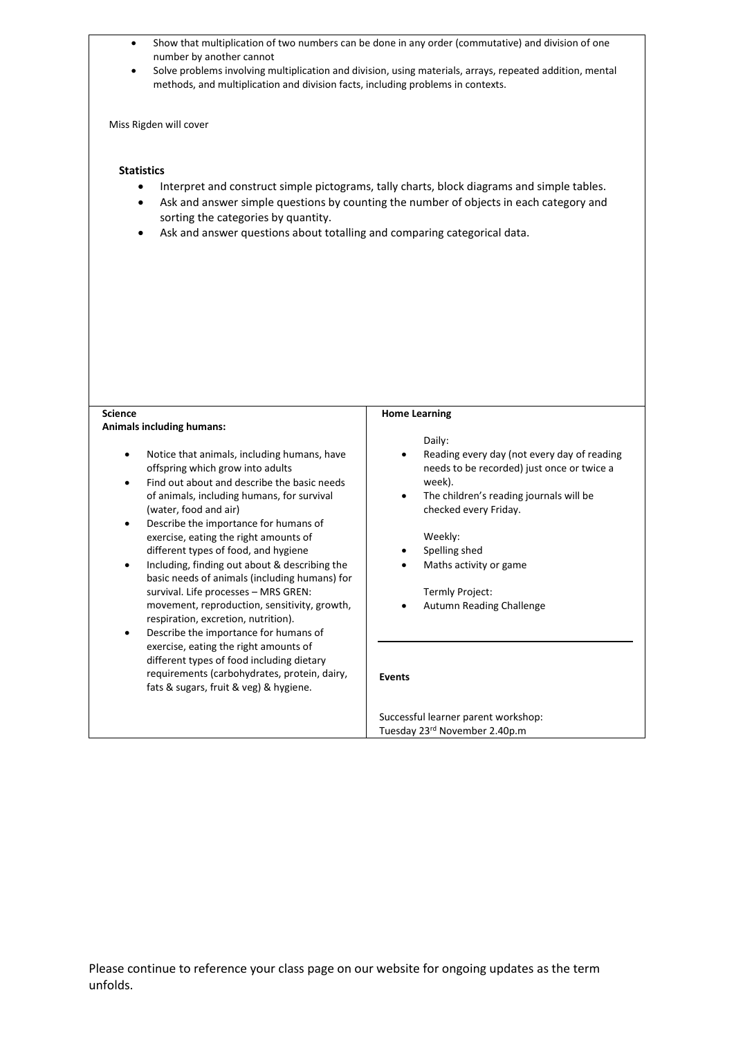- Show that multiplication of two numbers can be done in any order (commutative) and division of one number by another cannot
- Solve problems involving multiplication and division, using materials, arrays, repeated addition, mental methods, and multiplication and division facts, including problems in contexts.

Miss Rigden will cover

**Statistics**

- Interpret and construct simple pictograms, tally charts, block diagrams and simple tables.
- Ask and answer simple questions by counting the number of objects in each category and sorting the categories by quantity.
- Ask and answer questions about totalling and comparing categorical data.

**Science**
**Animals including humans:**

- Notice that animals, including humans, have offspring which grow into adults
- Find out about and describe the basic needs of animals, including humans, for survival (water, food and air)
- Describe the importance for humans of exercise, eating the right amounts of different types of food, and hygiene
- Including, finding out about & describing the basic needs of animals (including humans) for survival. Life processes – MRS GREN: movement, reproduction, sensitivity, growth, respiration, excretion, nutrition).
- Describe the importance for humans of exercise, eating the right amounts of different types of food including dietary requirements (carbohydrates, protein, dairy, fats & sugars, fruit & veg) & hygiene.

**Home Learning**

Daily:

- Reading every day (not every day of reading needs to be recorded) just once or twice a week).
- The children's reading journals will be checked every Friday.

Weekly:

- Spelling shed
- Maths activity or game

Termly Project:

- Autumn Reading Challenge

**Events**

Successful learner parent workshop:
Tuesday 23rd November 2.40p.m

Please continue to reference your class page on our website for ongoing updates as the term unfolds.